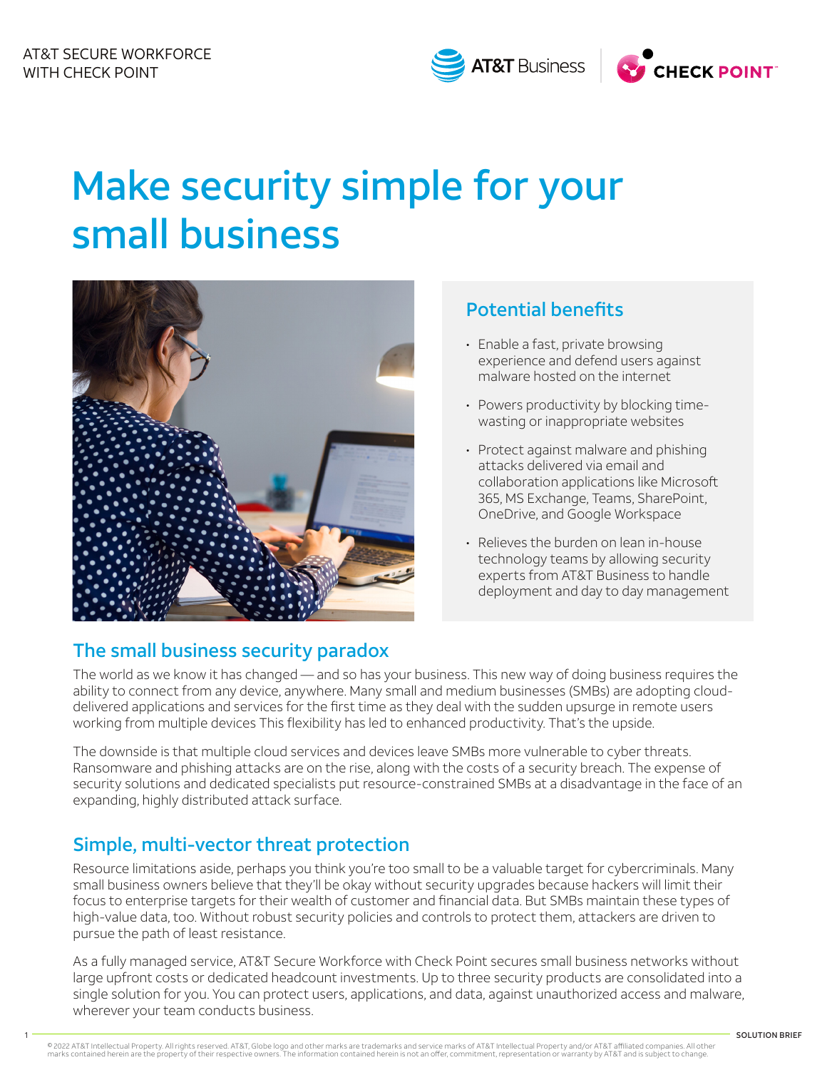AT&T SECURE WORKFORCE
WITH CHECK POINT

# Make security simple for your small business

## Potential benefits

- Enable a fast, private browsing experience and defend users against malware hosted on the internet
- Powers productivity by blocking time-wasting or inappropriate websites
- Protect against malware and phishing attacks delivered via email and collaboration applications like Microsoft 365, MS Exchange, Teams, SharePoint, OneDrive, and Google Workspace
- Relieves the burden on lean in-house technology teams by allowing security experts from AT&T Business to handle deployment and day to day management

## The small business security paradox

The world as we know it has changed — and so has your business. This new way of doing business requires the ability to connect from any device, anywhere. Many small and medium businesses (SMBs) are adopting cloud-delivered applications and services for the first time as they deal with the sudden upsurge in remote users working from multiple devices This flexibility has led to enhanced productivity. That's the upside.

The downside is that multiple cloud services and devices leave SMBs more vulnerable to cyber threats. Ransomware and phishing attacks are on the rise, along with the costs of a security breach. The expense of security solutions and dedicated specialists put resource-constrained SMBs at a disadvantage in the face of an expanding, highly distributed attack surface.

## Simple, multi-vector threat protection

Resource limitations aside, perhaps you think you're too small to be a valuable target for cybercriminals. Many small business owners believe that they'll be okay without security upgrades because hackers will limit their focus to enterprise targets for their wealth of customer and financial data. But SMBs maintain these types of high-value data, too. Without robust security policies and controls to protect them, attackers are driven to pursue the path of least resistance.

As a fully managed service, AT&T Secure Workforce with Check Point secures small business networks without large upfront costs or dedicated headcount investments. Up to three security products are consolidated into a single solution for you. You can protect users, applications, and data, against unauthorized access and malware, wherever your team conducts business.

© 2022 AT&T Intellectual Property. All rights reserved. AT&T, Globe logo and other marks are trademarks and service marks of AT&T Intellectual Property and/or AT&T affiliated companies. All other marks contained herein are the property of their respective owners. The information contained herein is not an offer, commitment, representation or warranty by AT&T and is subject to change.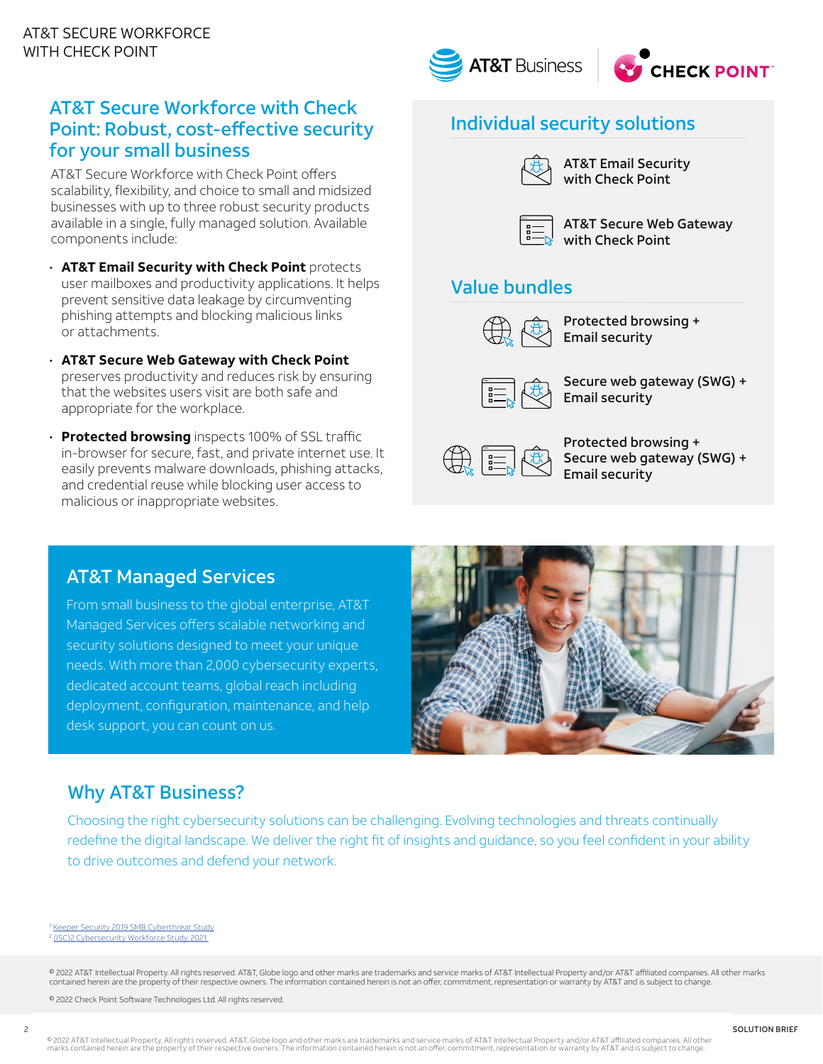## AT&T Secure Workforce with Check Point: Robust, cost-effective security for your small business

AT&T Secure Workforce with Check Point offers scalability, flexibility, and choice to small and midsized businesses with up to three robust security products available in a single, fully managed solution. Available components include:

- **AT&T Email Security with Check Point** protects user mailboxes and productivity applications. It helps prevent sensitive data leakage by circumventing phishing attempts and blocking malicious links or attachments.
- **AT&T Secure Web Gateway with Check Point** preserves productivity and reduces risk by ensuring that the websites users visit are both safe and appropriate for the workplace.
- **Protected browsing** inspects 100% of SSL traffic in-browser for secure, fast, and private internet use. It easily prevents malware downloads, phishing attacks, and credential reuse while blocking user access to malicious or inappropriate websites.

### Individual security solutions

- AT&T Email Security with Check Point
- AT&T Secure Web Gateway with Check Point

### Value bundles

- Protected browsing + Email security
- Secure web gateway (SWG) + Email security
- Protected browsing + Secure web gateway (SWG) + Email security

## AT&T Managed Services

From small business to the global enterprise, AT&T Managed Services offers scalable networking and security solutions designed to meet your unique needs. With more than 2,000 cybersecurity experts, dedicated account teams, global reach including deployment, configuration, maintenance, and help desk support, you can count on us.

## Why AT&T Business?

Choosing the right cybersecurity solutions can be challenging. Evolving technologies and threats continually redefine the digital landscape. We deliver the right fit of insights and guidance, so you feel confident in your ability to drive outcomes and defend your network.

[1] Keeper Security 2019 SMB Cyberthreat Study
[2] (ISC)2 Cybersecurity Workforce Study, 2021

© 2022 AT&T Intellectual Property. All rights reserved. AT&T, Globe logo and other marks are trademarks and service marks of AT&T Intellectual Property and/or AT&T affiliated companies. All other marks contained herein are the property of their respective owners. The information contained herein is not an offer, commitment, representation or warranty by AT&T and is subject to change.

© 2022 Check Point Software Technologies Ltd. All rights reserved.